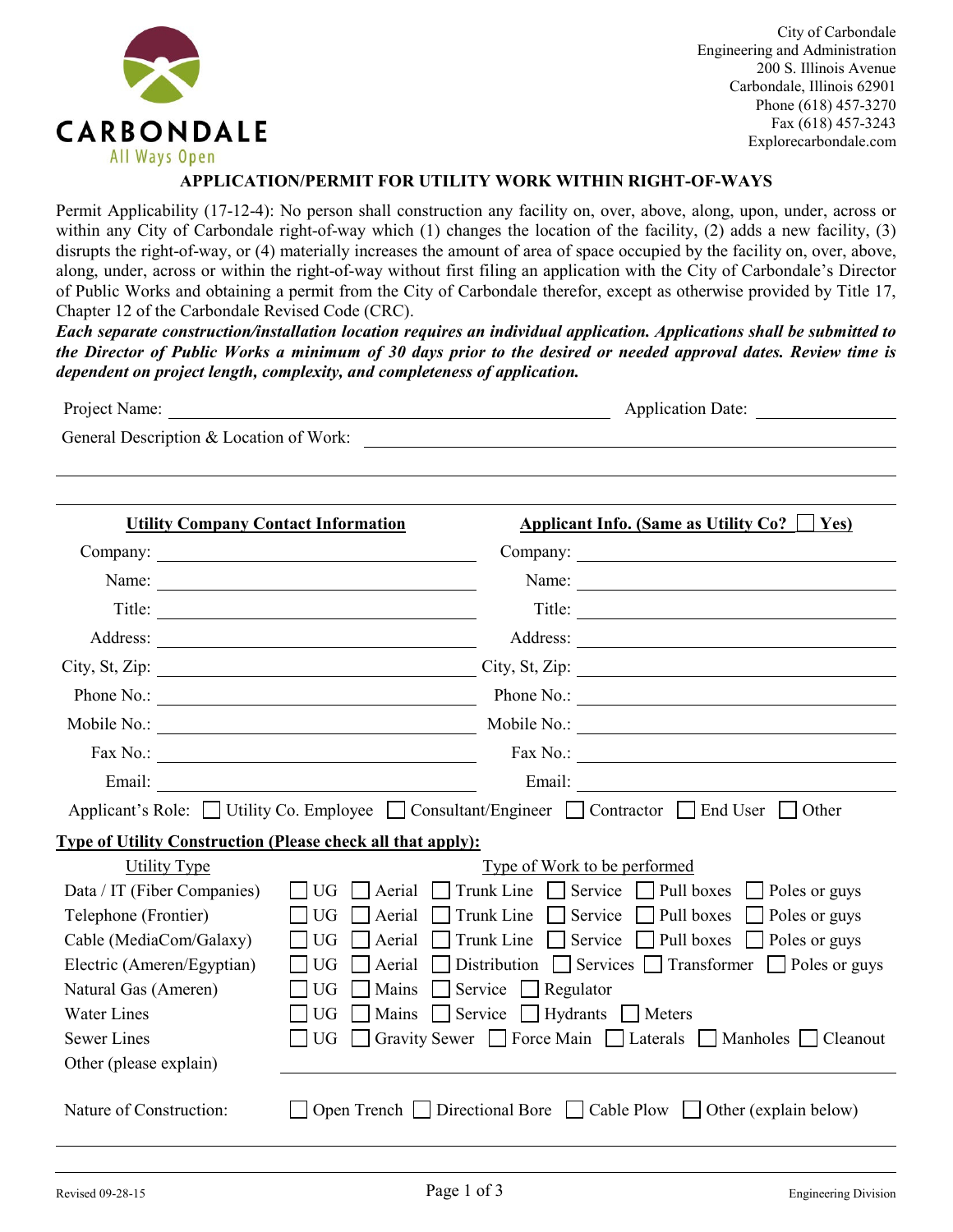CARBONDALE

All Ways Open

City of Carbondale
Engineering and Administration
200 S. Illinois Avenue
Carbondale, Illinois 62901
Phone (618) 457-3270
Fax (618) 457-3243
Explorecarbondale.com

# APPLICATION/PERMIT FOR UTILITY WORK WITHIN RIGHT-OF-WAYS

Permit Applicability (17-12-4): No person shall construction any facility on, over, above, along, upon, under, across or within any City of Carbondale right-of-way which (1) changes the location of the facility, (2) adds a new facility, (3) disrupts the right-of-way, or (4) materially increases the amount of area of space occupied by the facility on, over, above, along, under, across or within the right-of-way without first filing an application with the City of Carbondale's Director of Public Works and obtaining a permit from the City of Carbondale therefor, except as otherwise provided by Title 17, Chapter 12 of the Carbondale Revised Code (CRC).

***Each separate construction/installation location requires an individual application. Applications shall be submitted to the Director of Public Works a minimum of 30 days prior to the desired or needed approval dates. Review time is dependent on project length, complexity, and completeness of application.***

Project Name: ______________________________ Application Date: ______________

General Description & Location of Work: ______________________________

______________________________

| **Utility Company Contact Information** | | **Applicant Info. (Same as Utility Co? ☐ Yes)** | |
|---|---|---|---|
| Company: | | Company: | |
| Name: | | Name: | |
| Title: | | Title: | |
| Address: | | Address: | |
| City, St, Zip: | | City, St, Zip: | |
| Phone No.: | | Phone No.: | |
| Mobile No.: | | Mobile No.: | |
| Fax No.: | | Fax No.: | |
| Email: | | Email: | |

Applicant's Role: ☐ Utility Co. Employee ☐ Consultant/Engineer ☐ Contractor ☐ End User ☐ Other

**Type of Utility Construction (Please check all that apply):**

| Utility Type | Type of Work to be performed |
|---|---|
| Data / IT (Fiber Companies) | ☐ UG ☐ Aerial ☐ Trunk Line ☐ Service ☐ Pull boxes ☐ Poles or guys |
| Telephone (Frontier) | ☐ UG ☐ Aerial ☐ Trunk Line ☐ Service ☐ Pull boxes ☐ Poles or guys |
| Cable (MediaCom/Galaxy) | ☐ UG ☐ Aerial ☐ Trunk Line ☐ Service ☐ Pull boxes ☐ Poles or guys |
| Electric (Ameren/Egyptian) | ☐ UG ☐ Aerial ☐ Distribution ☐ Services ☐ Transformer ☐ Poles or guys |
| Natural Gas (Ameren) | ☐ UG ☐ Mains ☐ Service ☐ Regulator |
| Water Lines | ☐ UG ☐ Mains ☐ Service ☐ Hydrants ☐ Meters |
| Sewer Lines | ☐ UG ☐ Gravity Sewer ☐ Force Main ☐ Laterals ☐ Manholes ☐ Cleanout |
| Other (please explain) | ______________________________ |

Nature of Construction: ☐ Open Trench ☐ Directional Bore ☐ Cable Plow ☐ Other (explain below)

______________________________

Revised 09-28-15 Engineering Division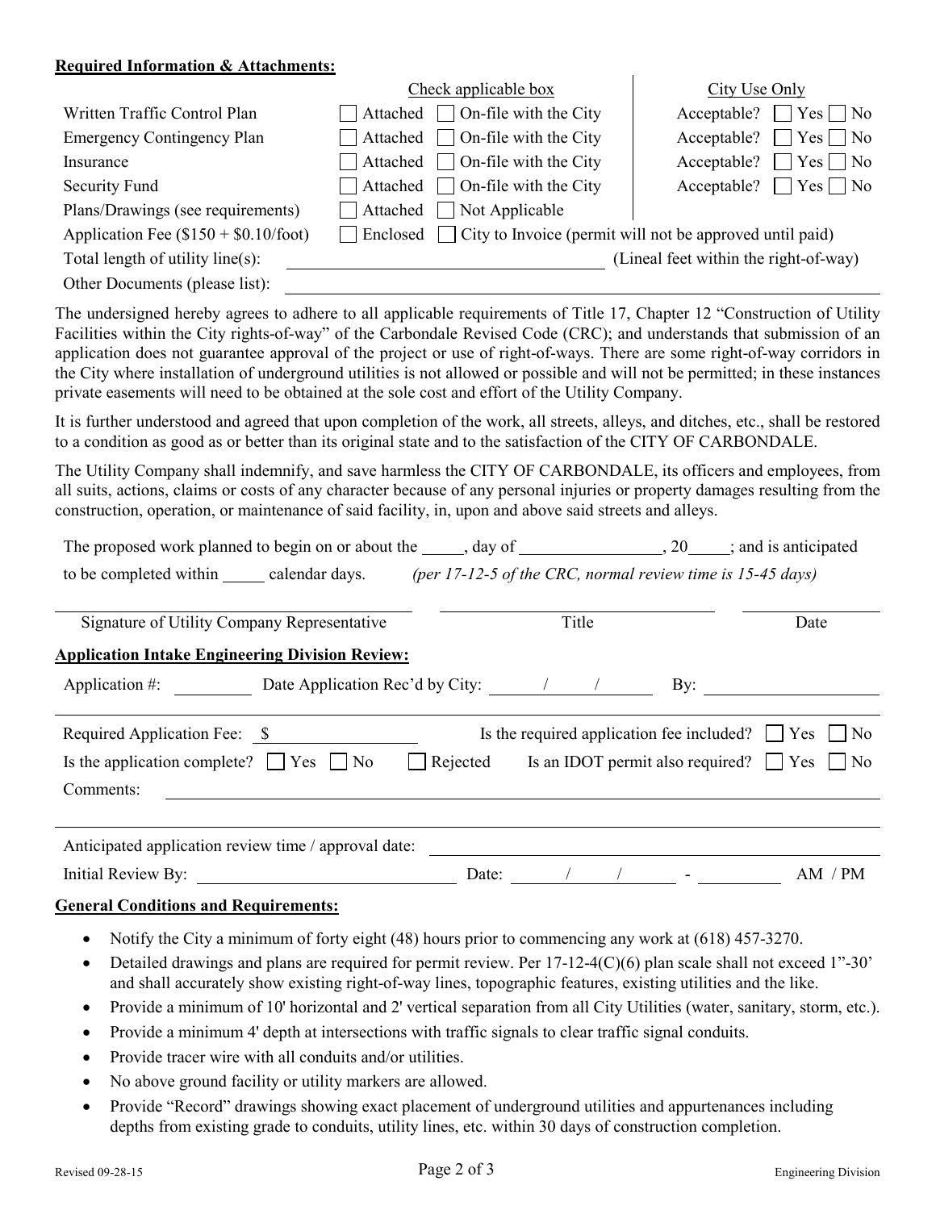**Required Information & Attachments:**

| | Check applicable box | | City Use Only |
|---|---|---|---|
| Written Traffic Control Plan | ☐ Attached | ☐ On-file with the City | Acceptable? ☐ Yes ☐ No |
| Emergency Contingency Plan | ☐ Attached | ☐ On-file with the City | Acceptable? ☐ Yes ☐ No |
| Insurance | ☐ Attached | ☐ On-file with the City | Acceptable? ☐ Yes ☐ No |
| Security Fund | ☐ Attached | ☐ On-file with the City | Acceptable? ☐ Yes ☐ No |
| Plans/Drawings (see requirements) | ☐ Attached | ☐ Not Applicable | |
| Application Fee ($150 + $0.10/foot) | ☐ Enclosed | ☐ City to Invoice (permit will not be approved until paid) | |

Total length of utility line(s): ______________________ (Lineal feet within the right-of-way)

Other Documents (please list): ______________________

The undersigned hereby agrees to adhere to all applicable requirements of Title 17, Chapter 12 "Construction of Utility Facilities within the City rights-of-way" of the Carbondale Revised Code (CRC); and understands that submission of an application does not guarantee approval of the project or use of right-of-ways. There are some right-of-way corridors in the City where installation of underground utilities is not allowed or possible and will not be permitted; in these instances private easements will need to be obtained at the sole cost and effort of the Utility Company.

It is further understood and agreed that upon completion of the work, all streets, alleys, and ditches, etc., shall be restored to a condition as good as or better than its original state and to the satisfaction of the CITY OF CARBONDALE.

The Utility Company shall indemnify, and save harmless the CITY OF CARBONDALE, its officers and employees, from all suits, actions, claims or costs of any character because of any personal injuries or property damages resulting from the construction, operation, or maintenance of said facility, in, upon and above said streets and alleys.

The proposed work planned to begin on or about the _____, day of ________________, 20_____; and is anticipated to be completed within _____ calendar days. *(per 17-12-5 of the CRC, normal review time is 15-45 days)*

______________________ ______________________ ____________

Signature of Utility Company Representative | Title | Date

**Application Intake Engineering Division Review:**

Application #: __________ Date Application Rec'd by City: ____/____/____ By: ______________

Required Application Fee: $ ______________ Is the required application fee included? ☐ Yes ☐ No

Is the application complete? ☐ Yes ☐ No ☐ Rejected Is an IDOT permit also required? ☐ Yes ☐ No

Comments: ______________________

Anticipated application review time / approval date: ______________________

Initial Review By: ______________________ Date: ____/____/____ - __________ AM / PM

**General Conditions and Requirements:**

- Notify the City a minimum of forty eight (48) hours prior to commencing any work at (618) 457-3270.
- Detailed drawings and plans are required for permit review. Per 17-12-4(C)(6) plan scale shall not exceed 1"-30' and shall accurately show existing right-of-way lines, topographic features, existing utilities and the like.
- Provide a minimum of 10' horizontal and 2' vertical separation from all City Utilities (water, sanitary, storm, etc.).
- Provide a minimum 4' depth at intersections with traffic signals to clear traffic signal conduits.
- Provide tracer wire with all conduits and/or utilities.
- No above ground facility or utility markers are allowed.
- Provide "Record" drawings showing exact placement of underground utilities and appurtenances including depths from existing grade to conduits, utility lines, etc. within 30 days of construction completion.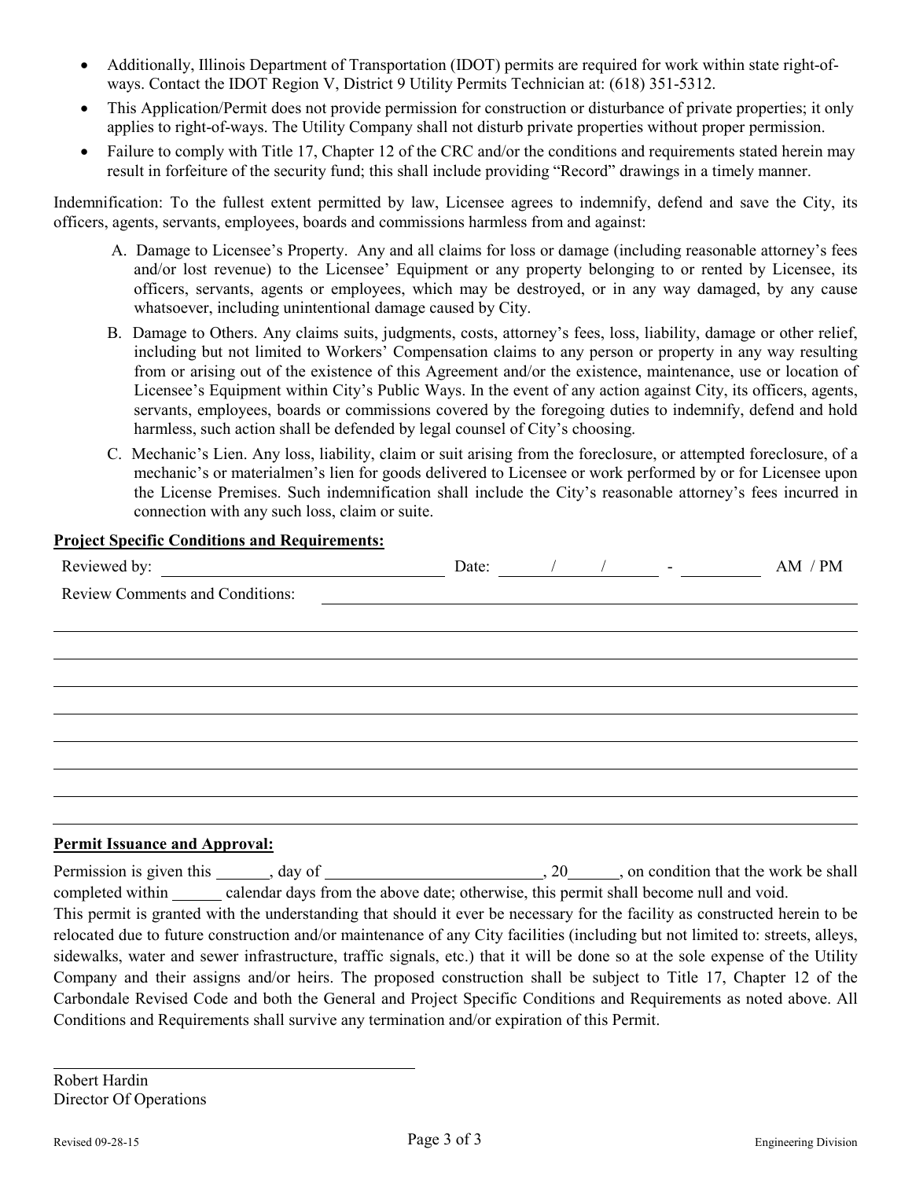- Additionally, Illinois Department of Transportation (IDOT) permits are required for work within state right-of-ways. Contact the IDOT Region V, District 9 Utility Permits Technician at: (618) 351-5312.
- This Application/Permit does not provide permission for construction or disturbance of private properties; it only applies to right-of-ways. The Utility Company shall not disturb private properties without proper permission.
- Failure to comply with Title 17, Chapter 12 of the CRC and/or the conditions and requirements stated herein may result in forfeiture of the security fund; this shall include providing "Record" drawings in a timely manner.

Indemnification: To the fullest extent permitted by law, Licensee agrees to indemnify, defend and save the City, its officers, agents, servants, employees, boards and commissions harmless from and against:

A. Damage to Licensee's Property. Any and all claims for loss or damage (including reasonable attorney's fees and/or lost revenue) to the Licensee' Equipment or any property belonging to or rented by Licensee, its officers, servants, agents or employees, which may be destroyed, or in any way damaged, by any cause whatsoever, including unintentional damage caused by City.

B. Damage to Others. Any claims suits, judgments, costs, attorney's fees, loss, liability, damage or other relief, including but not limited to Workers' Compensation claims to any person or property in any way resulting from or arising out of the existence of this Agreement and/or the existence, maintenance, use or location of Licensee's Equipment within City's Public Ways. In the event of any action against City, its officers, agents, servants, employees, boards or commissions covered by the foregoing duties to indemnify, defend and hold harmless, such action shall be defended by legal counsel of City's choosing.

C. Mechanic's Lien. Any loss, liability, claim or suit arising from the foreclosure, or attempted foreclosure, of a mechanic's or materialmen's lien for goods delivered to Licensee or work performed by or for Licensee upon the License Premises. Such indemnification shall include the City's reasonable attorney's fees incurred in connection with any such loss, claim or suite.

**Project Specific Conditions and Requirements:**

Reviewed by: ______________________ Date: ____/____/____ - ________ AM / PM

Review Comments and Conditions: ______________________________________

_______________________________________________________________

_______________________________________________________________

_______________________________________________________________

_______________________________________________________________

_______________________________________________________________

_______________________________________________________________

_______________________________________________________________

_______________________________________________________________

**Permit Issuance and Approval:**

Permission is given this ______, day of __________________________, 20______, on condition that the work be shall completed within ______ calendar days from the above date; otherwise, this permit shall become null and void.

This permit is granted with the understanding that should it ever be necessary for the facility as constructed herein to be relocated due to future construction and/or maintenance of any City facilities (including but not limited to: streets, alleys, sidewalks, water and sewer infrastructure, traffic signals, etc.) that it will be done so at the sole expense of the Utility Company and their assigns and/or heirs. The proposed construction shall be subject to Title 17, Chapter 12 of the Carbondale Revised Code and both the General and Project Specific Conditions and Requirements as noted above. All Conditions and Requirements shall survive any termination and/or expiration of this Permit.

_____________________________________

Robert Hardin
Director Of Operations

Revised 09-28-15 Engineering Division